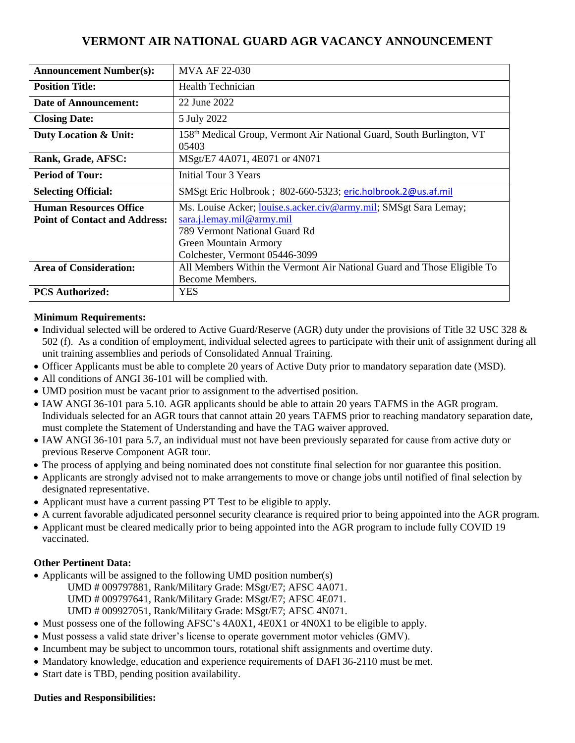# VERMONT AIR NATIONAL GUARD AGR VACANCY ANNOUNCEMENT

| **Announcement Number(s):** | MVA AF 22-030 |
|---|---|
| **Position Title:** | Health Technician |
| **Date of Announcement:** | 22 June 2022 |
| **Closing Date:** | 5 July 2022 |
| **Duty Location & Unit:** | 158th Medical Group, Vermont Air National Guard, South Burlington, VT 05403 |
| **Rank, Grade, AFSC:** | MSgt/E7 4A071, 4E071 or 4N071 |
| **Period of Tour:** | Initial Tour 3 Years |
| **Selecting Official:** | SMSgt Eric Holbrook ; 802-660-5323; eric.holbrook.2@us.af.mil |
| **Human Resources Office Point of Contact and Address:** | Ms. Louise Acker; louise.s.acker.civ@army.mil; SMSgt Sara Lemay; sara.j.lemay.mil@army.mil<br>789 Vermont National Guard Rd<br>Green Mountain Armory<br>Colchester, Vermont 05446-3099 |
| **Area of Consideration:** | All Members Within the Vermont Air National Guard and Those Eligible To Become Members. |
| **PCS Authorized:** | YES |

**Minimum Requirements:**

- Individual selected will be ordered to Active Guard/Reserve (AGR) duty under the provisions of Title 32 USC 328 & 502 (f). As a condition of employment, individual selected agrees to participate with their unit of assignment during all unit training assemblies and periods of Consolidated Annual Training.
- Officer Applicants must be able to complete 20 years of Active Duty prior to mandatory separation date (MSD).
- All conditions of ANGI 36-101 will be complied with.
- UMD position must be vacant prior to assignment to the advertised position.
- IAW ANGI 36-101 para 5.10. AGR applicants should be able to attain 20 years TAFMS in the AGR program. Individuals selected for an AGR tours that cannot attain 20 years TAFMS prior to reaching mandatory separation date, must complete the Statement of Understanding and have the TAG waiver approved.
- IAW ANGI 36-101 para 5.7, an individual must not have been previously separated for cause from active duty or previous Reserve Component AGR tour.
- The process of applying and being nominated does not constitute final selection for nor guarantee this position.
- Applicants are strongly advised not to make arrangements to move or change jobs until notified of final selection by designated representative.
- Applicant must have a current passing PT Test to be eligible to apply.
- A current favorable adjudicated personnel security clearance is required prior to being appointed into the AGR program.
- Applicant must be cleared medically prior to being appointed into the AGR program to include fully COVID 19 vaccinated.

**Other Pertinent Data:**

- Applicants will be assigned to the following UMD position number(s)
  - UMD # 009797881, Rank/Military Grade: MSgt/E7; AFSC 4A071.
  - UMD # 009797641, Rank/Military Grade: MSgt/E7; AFSC 4E071.
  - UMD # 009927051, Rank/Military Grade: MSgt/E7; AFSC 4N071.
- Must possess one of the following AFSC's 4A0X1, 4E0X1 or 4N0X1 to be eligible to apply.
- Must possess a valid state driver's license to operate government motor vehicles (GMV).
- Incumbent may be subject to uncommon tours, rotational shift assignments and overtime duty.
- Mandatory knowledge, education and experience requirements of DAFI 36-2110 must be met.
- Start date is TBD, pending position availability.

**Duties and Responsibilities:**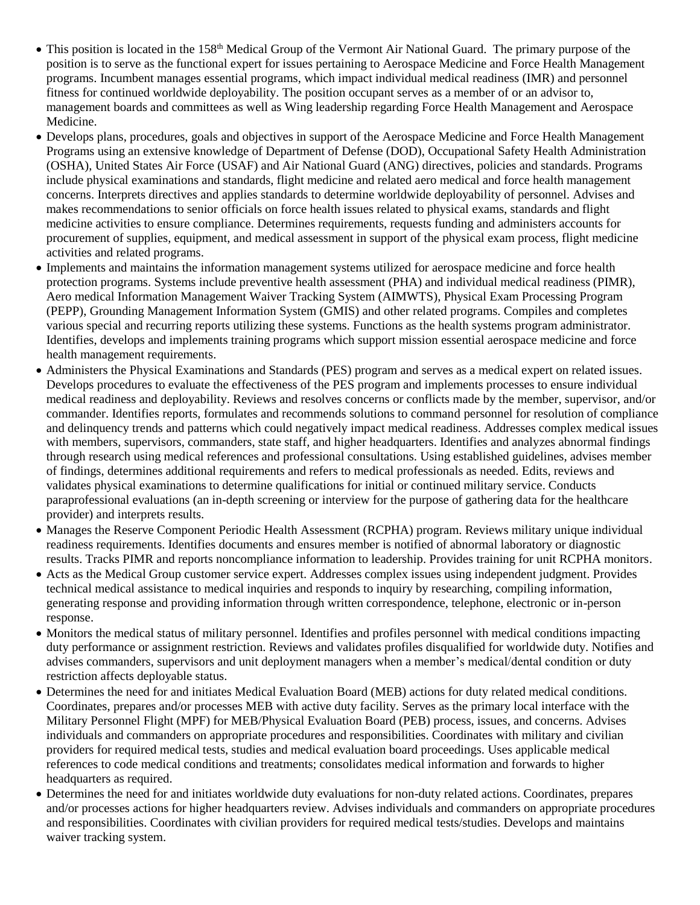- This position is located in the 158th Medical Group of the Vermont Air National Guard. The primary purpose of the position is to serve as the functional expert for issues pertaining to Aerospace Medicine and Force Health Management programs. Incumbent manages essential programs, which impact individual medical readiness (IMR) and personnel fitness for continued worldwide deployability. The position occupant serves as a member of or an advisor to, management boards and committees as well as Wing leadership regarding Force Health Management and Aerospace Medicine.
- Develops plans, procedures, goals and objectives in support of the Aerospace Medicine and Force Health Management Programs using an extensive knowledge of Department of Defense (DOD), Occupational Safety Health Administration (OSHA), United States Air Force (USAF) and Air National Guard (ANG) directives, policies and standards. Programs include physical examinations and standards, flight medicine and related aero medical and force health management concerns. Interprets directives and applies standards to determine worldwide deployability of personnel. Advises and makes recommendations to senior officials on force health issues related to physical exams, standards and flight medicine activities to ensure compliance. Determines requirements, requests funding and administers accounts for procurement of supplies, equipment, and medical assessment in support of the physical exam process, flight medicine activities and related programs.
- Implements and maintains the information management systems utilized for aerospace medicine and force health protection programs. Systems include preventive health assessment (PHA) and individual medical readiness (PIMR), Aero medical Information Management Waiver Tracking System (AIMWTS), Physical Exam Processing Program (PEPP), Grounding Management Information System (GMIS) and other related programs. Compiles and completes various special and recurring reports utilizing these systems. Functions as the health systems program administrator. Identifies, develops and implements training programs which support mission essential aerospace medicine and force health management requirements.
- Administers the Physical Examinations and Standards (PES) program and serves as a medical expert on related issues. Develops procedures to evaluate the effectiveness of the PES program and implements processes to ensure individual medical readiness and deployability. Reviews and resolves concerns or conflicts made by the member, supervisor, and/or commander. Identifies reports, formulates and recommends solutions to command personnel for resolution of compliance and delinquency trends and patterns which could negatively impact medical readiness. Addresses complex medical issues with members, supervisors, commanders, state staff, and higher headquarters. Identifies and analyzes abnormal findings through research using medical references and professional consultations. Using established guidelines, advises member of findings, determines additional requirements and refers to medical professionals as needed. Edits, reviews and validates physical examinations to determine qualifications for initial or continued military service. Conducts paraprofessional evaluations (an in-depth screening or interview for the purpose of gathering data for the healthcare provider) and interprets results.
- Manages the Reserve Component Periodic Health Assessment (RCPHA) program. Reviews military unique individual readiness requirements. Identifies documents and ensures member is notified of abnormal laboratory or diagnostic results. Tracks PIMR and reports noncompliance information to leadership. Provides training for unit RCPHA monitors.
- Acts as the Medical Group customer service expert. Addresses complex issues using independent judgment. Provides technical medical assistance to medical inquiries and responds to inquiry by researching, compiling information, generating response and providing information through written correspondence, telephone, electronic or in-person response.
- Monitors the medical status of military personnel. Identifies and profiles personnel with medical conditions impacting duty performance or assignment restriction. Reviews and validates profiles disqualified for worldwide duty. Notifies and advises commanders, supervisors and unit deployment managers when a member's medical/dental condition or duty restriction affects deployable status.
- Determines the need for and initiates Medical Evaluation Board (MEB) actions for duty related medical conditions. Coordinates, prepares and/or processes MEB with active duty facility. Serves as the primary local interface with the Military Personnel Flight (MPF) for MEB/Physical Evaluation Board (PEB) process, issues, and concerns. Advises individuals and commanders on appropriate procedures and responsibilities. Coordinates with military and civilian providers for required medical tests, studies and medical evaluation board proceedings. Uses applicable medical references to code medical conditions and treatments; consolidates medical information and forwards to higher headquarters as required.
- Determines the need for and initiates worldwide duty evaluations for non-duty related actions. Coordinates, prepares and/or processes actions for higher headquarters review. Advises individuals and commanders on appropriate procedures and responsibilities. Coordinates with civilian providers for required medical tests/studies. Develops and maintains waiver tracking system.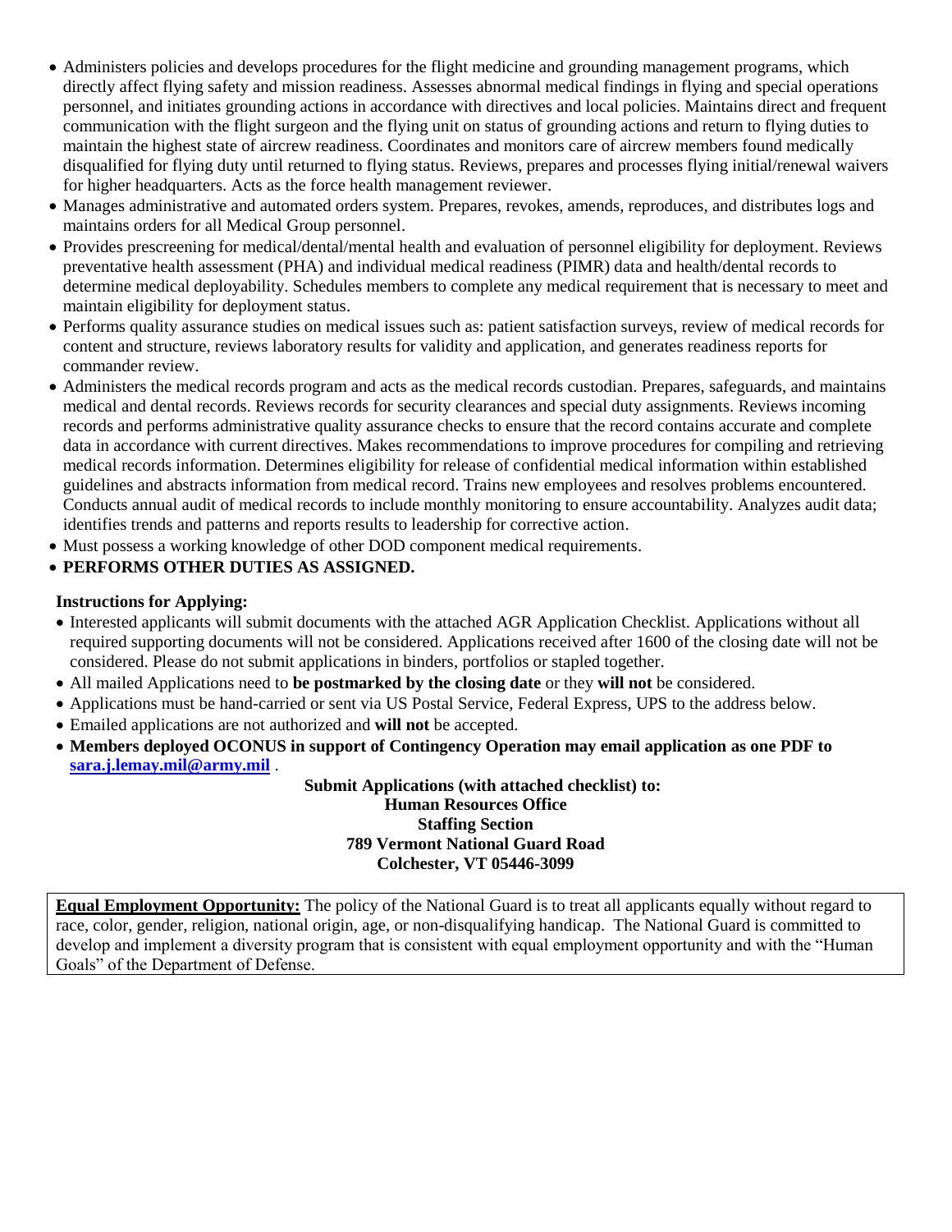- Administers policies and develops procedures for the flight medicine and grounding management programs, which directly affect flying safety and mission readiness. Assesses abnormal medical findings in flying and special operations personnel, and initiates grounding actions in accordance with directives and local policies. Maintains direct and frequent communication with the flight surgeon and the flying unit on status of grounding actions and return to flying duties to maintain the highest state of aircrew readiness. Coordinates and monitors care of aircrew members found medically disqualified for flying duty until returned to flying status. Reviews, prepares and processes flying initial/renewal waivers for higher headquarters. Acts as the force health management reviewer.
- Manages administrative and automated orders system. Prepares, revokes, amends, reproduces, and distributes logs and maintains orders for all Medical Group personnel.
- Provides prescreening for medical/dental/mental health and evaluation of personnel eligibility for deployment. Reviews preventative health assessment (PHA) and individual medical readiness (PIMR) data and health/dental records to determine medical deployability. Schedules members to complete any medical requirement that is necessary to meet and maintain eligibility for deployment status.
- Performs quality assurance studies on medical issues such as: patient satisfaction surveys, review of medical records for content and structure, reviews laboratory results for validity and application, and generates readiness reports for commander review.
- Administers the medical records program and acts as the medical records custodian. Prepares, safeguards, and maintains medical and dental records. Reviews records for security clearances and special duty assignments. Reviews incoming records and performs administrative quality assurance checks to ensure that the record contains accurate and complete data in accordance with current directives. Makes recommendations to improve procedures for compiling and retrieving medical records information. Determines eligibility for release of confidential medical information within established guidelines and abstracts information from medical record. Trains new employees and resolves problems encountered. Conducts annual audit of medical records to include monthly monitoring to ensure accountability. Analyzes audit data; identifies trends and patterns and reports results to leadership for corrective action.
- Must possess a working knowledge of other DOD component medical requirements.
- **PERFORMS OTHER DUTIES AS ASSIGNED.**

**Instructions for Applying:**

- Interested applicants will submit documents with the attached AGR Application Checklist. Applications without all required supporting documents will not be considered. Applications received after 1600 of the closing date will not be considered. Please do not submit applications in binders, portfolios or stapled together.
- All mailed Applications need to **be postmarked by the closing date** or they **will not** be considered.
- Applications must be hand-carried or sent via US Postal Service, Federal Express, UPS to the address below.
- Emailed applications are not authorized and **will not** be accepted.
- **Members deployed OCONUS in support of Contingency Operation may email application as one PDF to [sara.j.lemay.mil@army.mil](mailto:sara.j.lemay.mil@army.mil)** .

**Submit Applications (with attached checklist) to:**
**Human Resources Office**
**Staffing Section**
**789 Vermont National Guard Road**
**Colchester, VT 05446-3099**

**Equal Employment Opportunity:** The policy of the National Guard is to treat all applicants equally without regard to race, color, gender, religion, national origin, age, or non-disqualifying handicap. The National Guard is committed to develop and implement a diversity program that is consistent with equal employment opportunity and with the "Human Goals" of the Department of Defense.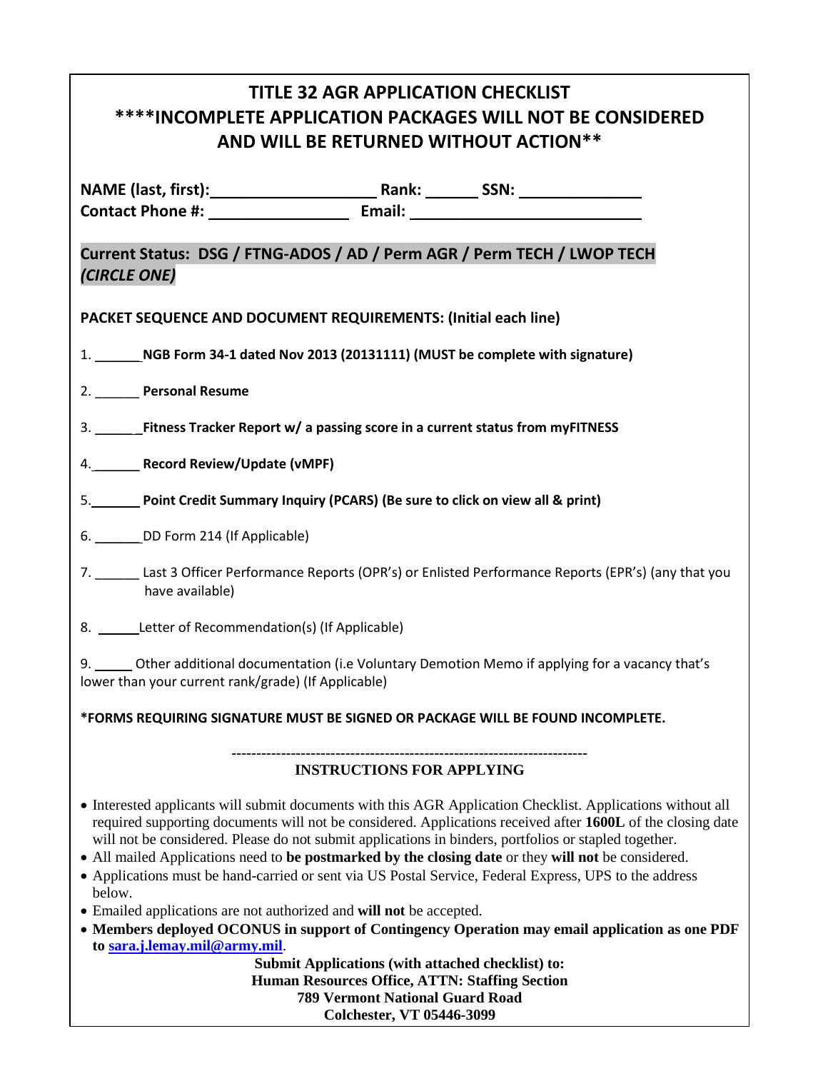# TITLE 32 AGR APPLICATION CHECKLIST

## ****INCOMPLETE APPLICATION PACKAGES WILL NOT BE CONSIDERED AND WILL BE RETURNED WITHOUT ACTION**

**NAME (last, first):** ____________________ **Rank:** ______ **SSN:** ______________

**Contact Phone #:** ________________ **Email:** ____________________________

**Current Status: DSG / FTNG-ADOS / AD / Perm AGR / Perm TECH / LWOP TECH** ***(CIRCLE ONE)***

**PACKET SEQUENCE AND DOCUMENT REQUIREMENTS: (Initial each line)**

1. ______ **NGB Form 34-1 dated Nov 2013 (20131111) (MUST be complete with signature)**

2. ______ **Personal Resume**

3. ______ **Fitness Tracker Report w/ a passing score in a current status from myFITNESS**

4. ______ **Record Review/Update (vMPF)**

5. ______ **Point Credit Summary Inquiry (PCARS) (Be sure to click on view all & print)**

6. ______ DD Form 214 (If Applicable)

7. ______ Last 3 Officer Performance Reports (OPR's) or Enlisted Performance Reports (EPR's) (any that you have available)

8. ______ Letter of Recommendation(s) (If Applicable)

9. ______ Other additional documentation (i.e Voluntary Demotion Memo if applying for a vacancy that's lower than your current rank/grade) (If Applicable)

**\*FORMS REQUIRING SIGNATURE MUST BE SIGNED OR PACKAGE WILL BE FOUND INCOMPLETE.**

---

### INSTRUCTIONS FOR APPLYING

- Interested applicants will submit documents with this AGR Application Checklist. Applications without all required supporting documents will not be considered. Applications received after **1600L** of the closing date will not be considered. Please do not submit applications in binders, portfolios or stapled together.
- All mailed Applications need to **be postmarked by the closing date** or they **will not** be considered.
- Applications must be hand-carried or sent via US Postal Service, Federal Express, UPS to the address below.
- Emailed applications are not authorized and **will not** be accepted.
- **Members deployed OCONUS in support of Contingency Operation may email application as one PDF to sara.j.lemay.mil@army.mil**.

**Submit Applications (with attached checklist) to:**
**Human Resources Office, ATTN: Staffing Section**
**789 Vermont National Guard Road**
**Colchester, VT 05446-3099**